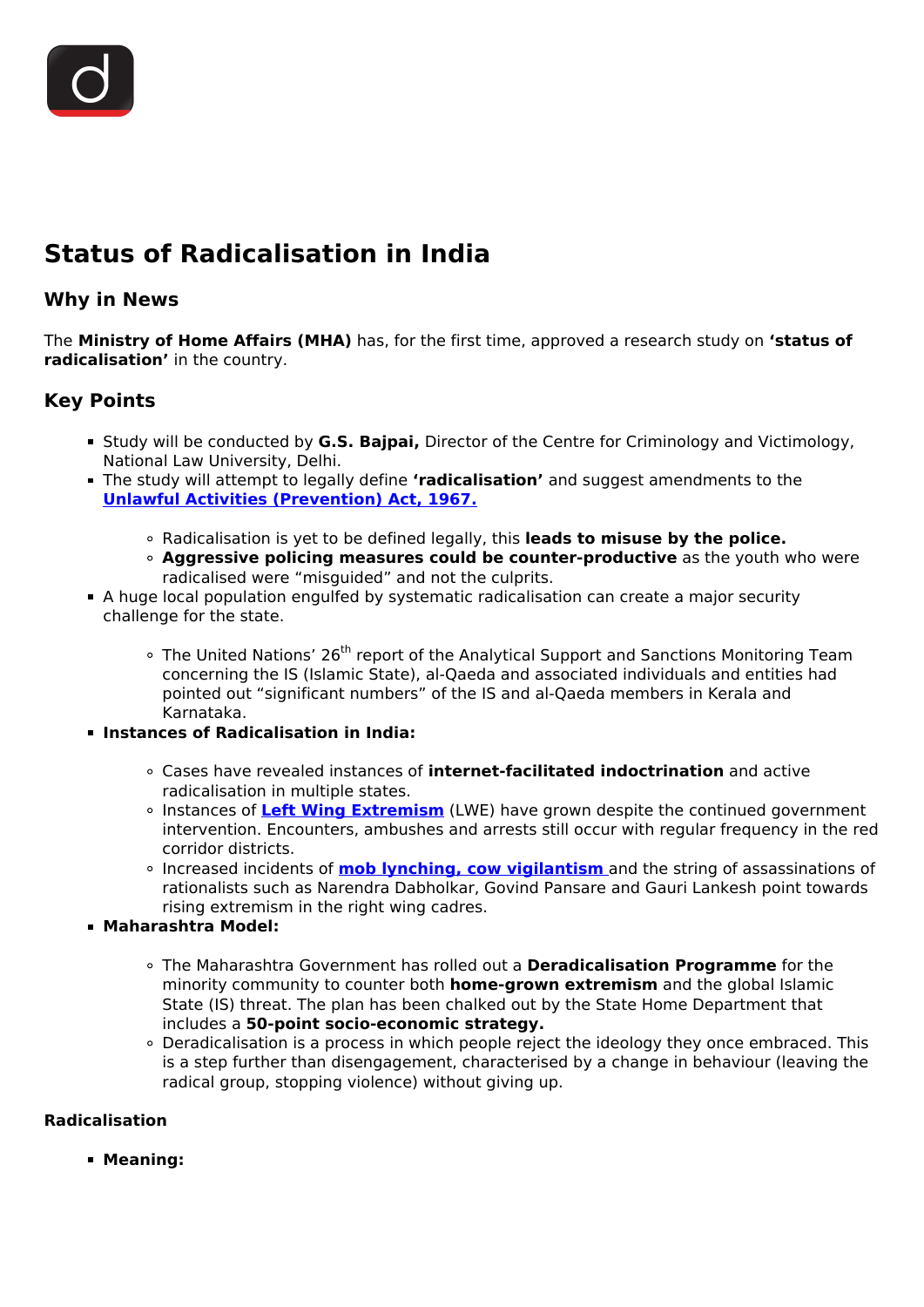# Status of Radicalisation in India

## Why in News

The **Ministry of Home Affairs (MHA)** has, for the first time, approved a research study on **'status of radicalisation'** in the country.

## Key Points

- Study will be conducted by **G.S. Bajpai,** Director of the Centre for Criminology and Victimology, National Law University, Delhi.
- The study will attempt to legally define **'radicalisation'** and suggest amendments to the **Unlawful Activities (Prevention) Act, 1967.**
  - Radicalisation is yet to be defined legally, this **leads to misuse by the police.**
  - **Aggressive policing measures could be counter-productive** as the youth who were radicalised were "misguided" and not the culprits.
- A huge local population engulfed by systematic radicalisation can create a major security challenge for the state.
  - The United Nations' 26th report of the Analytical Support and Sanctions Monitoring Team concerning the IS (Islamic State), al-Qaeda and associated individuals and entities had pointed out "significant numbers" of the IS and al-Qaeda members in Kerala and Karnataka.
- **Instances of Radicalisation in India:**
  - Cases have revealed instances of **internet-facilitated indoctrination** and active radicalisation in multiple states.
  - Instances of **Left Wing Extremism** (LWE) have grown despite the continued government intervention. Encounters, ambushes and arrests still occur with regular frequency in the red corridor districts.
  - Increased incidents of **mob lynching, cow vigilantism** and the string of assassinations of rationalists such as Narendra Dabholkar, Govind Pansare and Gauri Lankesh point towards rising extremism in the right wing cadres.
- **Maharashtra Model:**
  - The Maharashtra Government has rolled out a **Deradicalisation Programme** for the minority community to counter both **home-grown extremism** and the global Islamic State (IS) threat. The plan has been chalked out by the State Home Department that includes a **50-point socio-economic strategy.**
  - Deradicalisation is a process in which people reject the ideology they once embraced. This is a step further than disengagement, characterised by a change in behaviour (leaving the radical group, stopping violence) without giving up.

**Radicalisation**

- **Meaning:**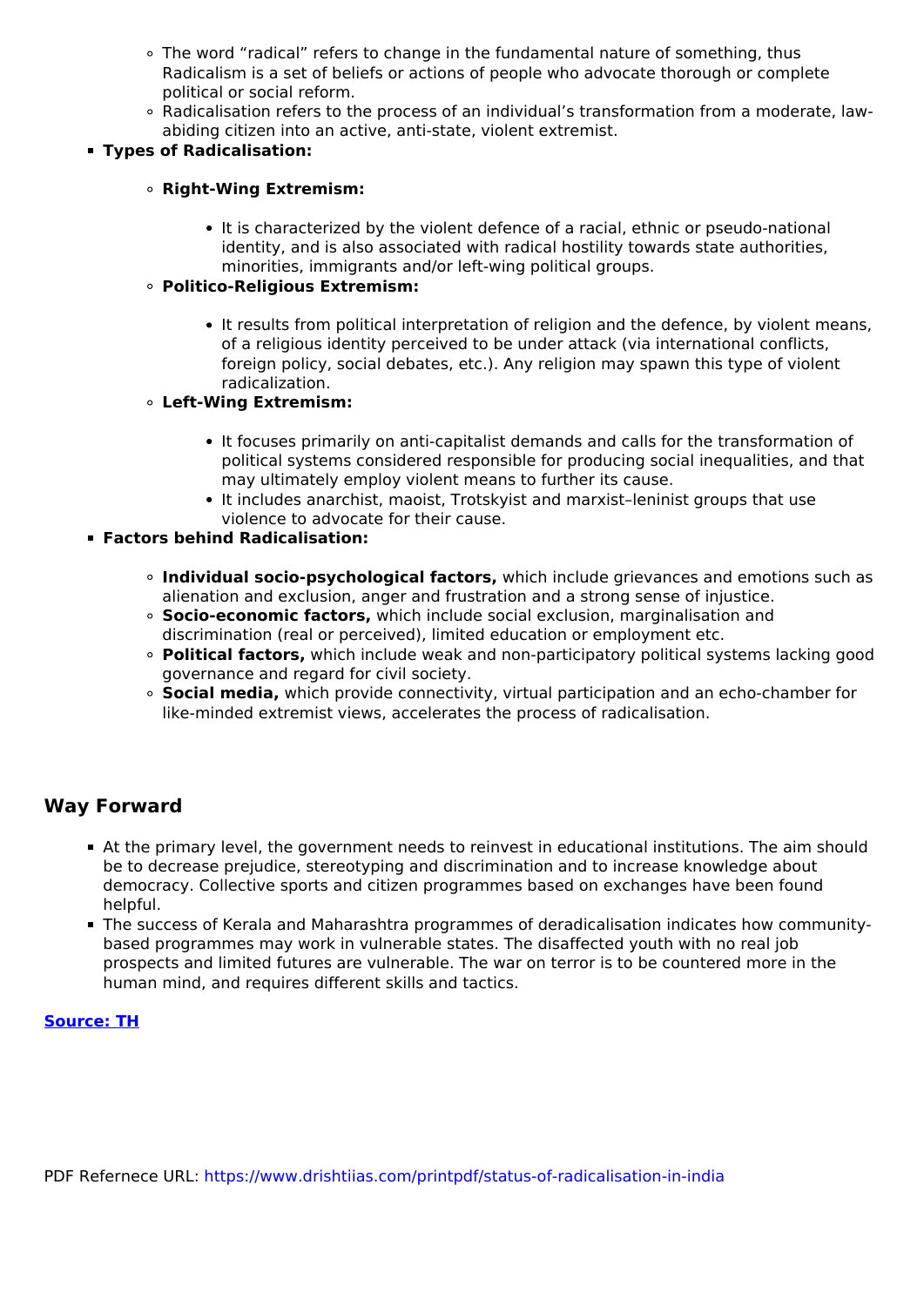- The word “radical” refers to change in the fundamental nature of something, thus Radicalism is a set of beliefs or actions of people who advocate thorough or complete political or social reform.
    - Radicalisation refers to the process of an individual’s transformation from a moderate, law-abiding citizen into an active, anti-state, violent extremist.
- **Types of Radicalisation:**
    - **Right-Wing Extremism:**
        - It is characterized by the violent defence of a racial, ethnic or pseudo-national identity, and is also associated with radical hostility towards state authorities, minorities, immigrants and/or left-wing political groups.
    - **Politico-Religious Extremism:**
        - It results from political interpretation of religion and the defence, by violent means, of a religious identity perceived to be under attack (via international conflicts, foreign policy, social debates, etc.). Any religion may spawn this type of violent radicalization.
    - **Left-Wing Extremism:**
        - It focuses primarily on anti-capitalist demands and calls for the transformation of political systems considered responsible for producing social inequalities, and that may ultimately employ violent means to further its cause.
        - It includes anarchist, maoist, Trotskyist and marxist–leninist groups that use violence to advocate for their cause.
- **Factors behind Radicalisation:**
    - **Individual socio-psychological factors,** which include grievances and emotions such as alienation and exclusion, anger and frustration and a strong sense of injustice.
    - **Socio-economic factors,** which include social exclusion, marginalisation and discrimination (real or perceived), limited education or employment etc.
    - **Political factors,** which include weak and non-participatory political systems lacking good governance and regard for civil society.
    - **Social media,** which provide connectivity, virtual participation and an echo-chamber for like-minded extremist views, accelerates the process of radicalisation.

## Way Forward

- At the primary level, the government needs to reinvest in educational institutions. The aim should be to decrease prejudice, stereotyping and discrimination and to increase knowledge about democracy. Collective sports and citizen programmes based on exchanges have been found helpful.
- The success of Kerala and Maharashtra programmes of deradicalisation indicates how community-based programmes may work in vulnerable states. The disaffected youth with no real job prospects and limited futures are vulnerable. The war on terror is to be countered more in the human mind, and requires different skills and tactics.

**Source: TH**

PDF Refernece URL: https://www.drishtiias.com/printpdf/status-of-radicalisation-in-india